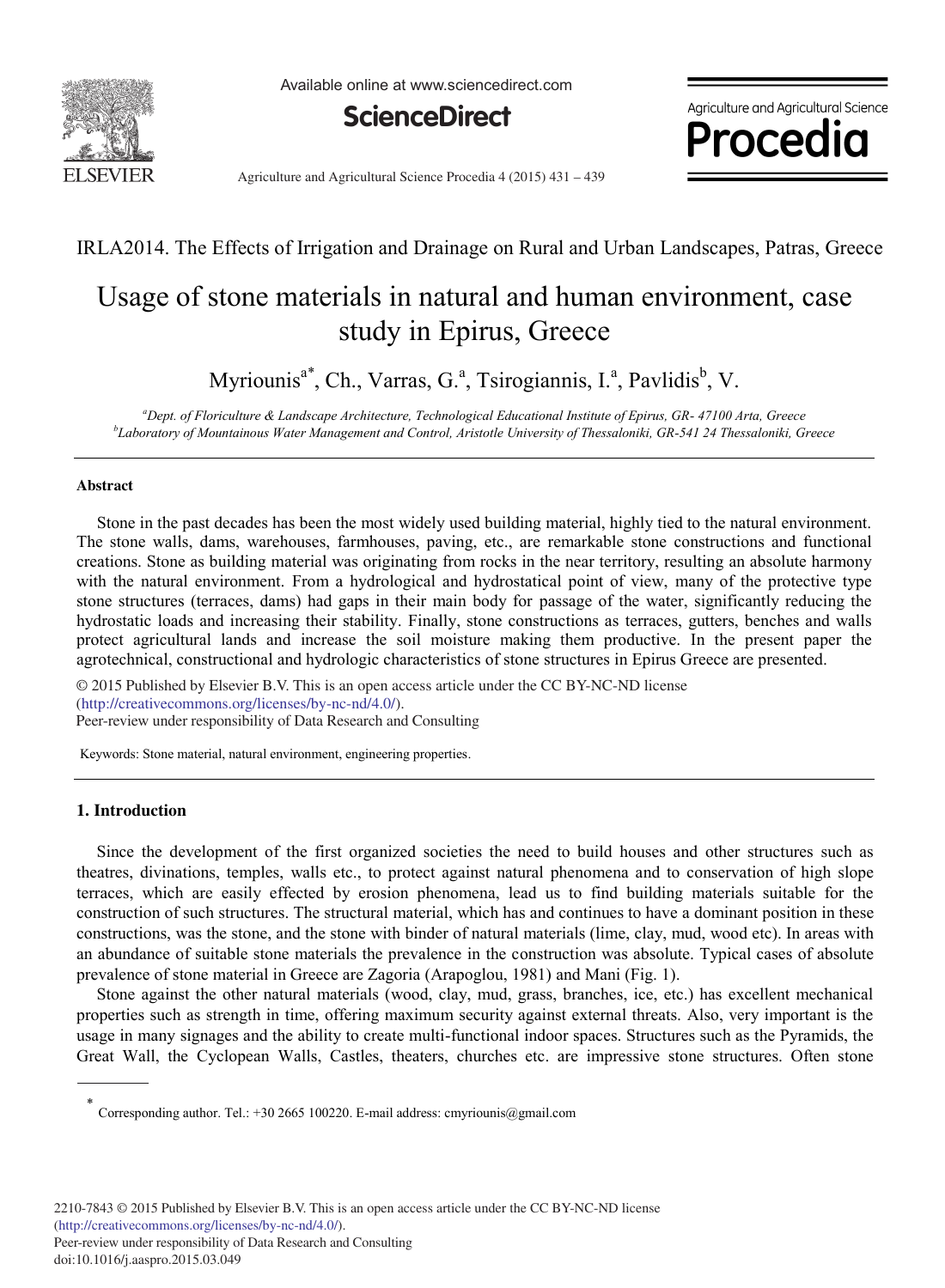IRLA2014. The Effects of Irrigation and Drainage on Rural and Urban Landscapes, Patras, Greece

# Usage of stone materials in natural and human environment, case study in Epirus, Greece

Myriounis[a*], Ch., Varras, G.[a], Tsirogiannis, I.[a], Pavlidis[b], V.

[a]*Dept. of Floriculture & Landscape Architecture, Technological Educational Institute of Epirus, GR- 47100 Arta, Greece*
[b]*Laboratory of Mountainous Water Management and Control, Aristotle University of Thessaloniki, GR-541 24 Thessaloniki, Greece*

---

### Abstract

Stone in the past decades has been the most widely used building material, highly tied to the natural environment. The stone walls, dams, warehouses, farmhouses, paving, etc., are remarkable stone constructions and functional creations. Stone as building material was originating from rocks in the near territory, resulting an absolute harmony with the natural environment. From a hydrological and hydrostatical point of view, many of the protective type stone structures (terraces, dams) had gaps in their main body for passage of the water, significantly reducing the hydrostatic loads and increasing their stability. Finally, stone constructions as terraces, gutters, benches and walls protect agricultural lands and increase the soil moisture making them productive. In the present paper the agrotechnical, constructional and hydrologic characteristics of stone structures in Epirus Greece are presented.

© 2015 Published by Elsevier B.V. This is an open access article under the CC BY-NC-ND license (http://creativecommons.org/licenses/by-nc-nd/4.0/).
Peer-review under responsibility of Data Research and Consulting

Keywords: Stone material, natural environment, engineering properties.

---

## 1. Introduction

Since the development of the first organized societies the need to build houses and other structures such as theatres, divinations, temples, walls etc., to protect against natural phenomena and to conservation of high slope terraces, which are easily effected by erosion phenomena, lead us to find building materials suitable for the construction of such structures. The structural material, which has and continues to have a dominant position in these constructions, was the stone, and the stone with binder of natural materials (lime, clay, mud, wood etc). In areas with an abundance of suitable stone materials the prevalence in the construction was absolute. Typical cases of absolute prevalence of stone material in Greece are Zagoria (Arapoglou, 1981) and Mani (Fig. 1).

Stone against the other natural materials (wood, clay, mud, grass, branches, ice, etc.) has excellent mechanical properties such as strength in time, offering maximum security against external threats. Also, very important is the usage in many signages and the ability to create multi-functional indoor spaces. Structures such as the Pyramids, the Great Wall, the Cyclopean Walls, Castles, theaters, churches etc. are impressive stone structures. Often stone

---

[*] Corresponding author. Tel.: +30 2665 100220. E-mail address: cmyriounis@gmail.com

2210-7843 © 2015 Published by Elsevier B.V. This is an open access article under the CC BY-NC-ND license (http://creativecommons.org/licenses/by-nc-nd/4.0/).
Peer-review under responsibility of Data Research and Consulting
doi:10.1016/j.aaspro.2015.03.049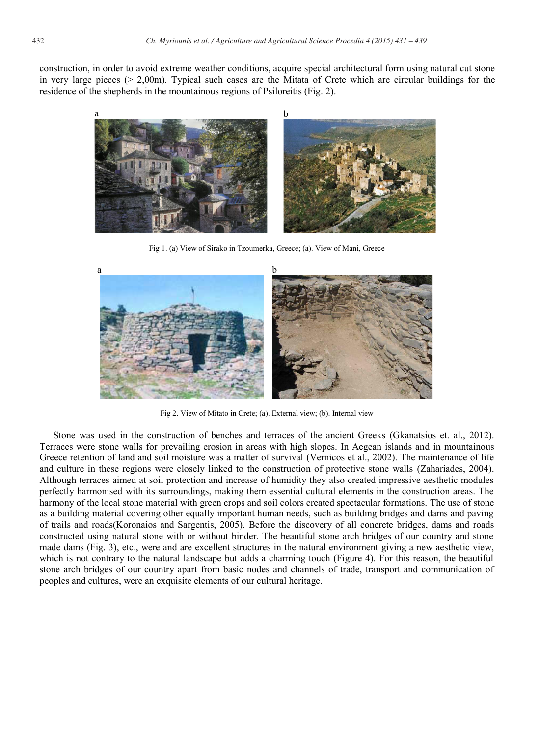construction, in order to avoid extreme weather conditions, acquire special architectural form using natural cut stone in very large pieces (> 2,00m). Typical such cases are the Mitata of Crete which are circular buildings for the residence of the shepherds in the mountainous regions of Psiloreitis (Fig. 2).

Fig 1. (a) View of Sirako in Tzoumerka, Greece; (a). View of Mani, Greece

Fig 2. View of Mitato in Crete; (a). External view; (b). Internal view

Stone was used in the construction of benches and terraces of the ancient Greeks (Gkanatsios et. al., 2012). Terraces were stone walls for prevailing erosion in areas with high slopes. In Aegean islands and in mountainous Greece retention of land and soil moisture was a matter of survival (Vernicos et al., 2002). The maintenance of life and culture in these regions were closely linked to the construction of protective stone walls (Zahariades, 2004). Although terraces aimed at soil protection and increase of humidity they also created impressive aesthetic modules perfectly harmonised with its surroundings, making them essential cultural elements in the construction areas. The harmony of the local stone material with green crops and soil colors created spectacular formations. The use of stone as a building material covering other equally important human needs, such as building bridges and dams and paving of trails and roads(Koronaios and Sargentis, 2005). Before the discovery of all concrete bridges, dams and roads constructed using natural stone with or without binder. The beautiful stone arch bridges of our country and stone made dams (Fig. 3), etc., were and are excellent structures in the natural environment giving a new aesthetic view, which is not contrary to the natural landscape but adds a charming touch (Figure 4). For this reason, the beautiful stone arch bridges of our country apart from basic nodes and channels of trade, transport and communication of peoples and cultures, were an exquisite elements of our cultural heritage.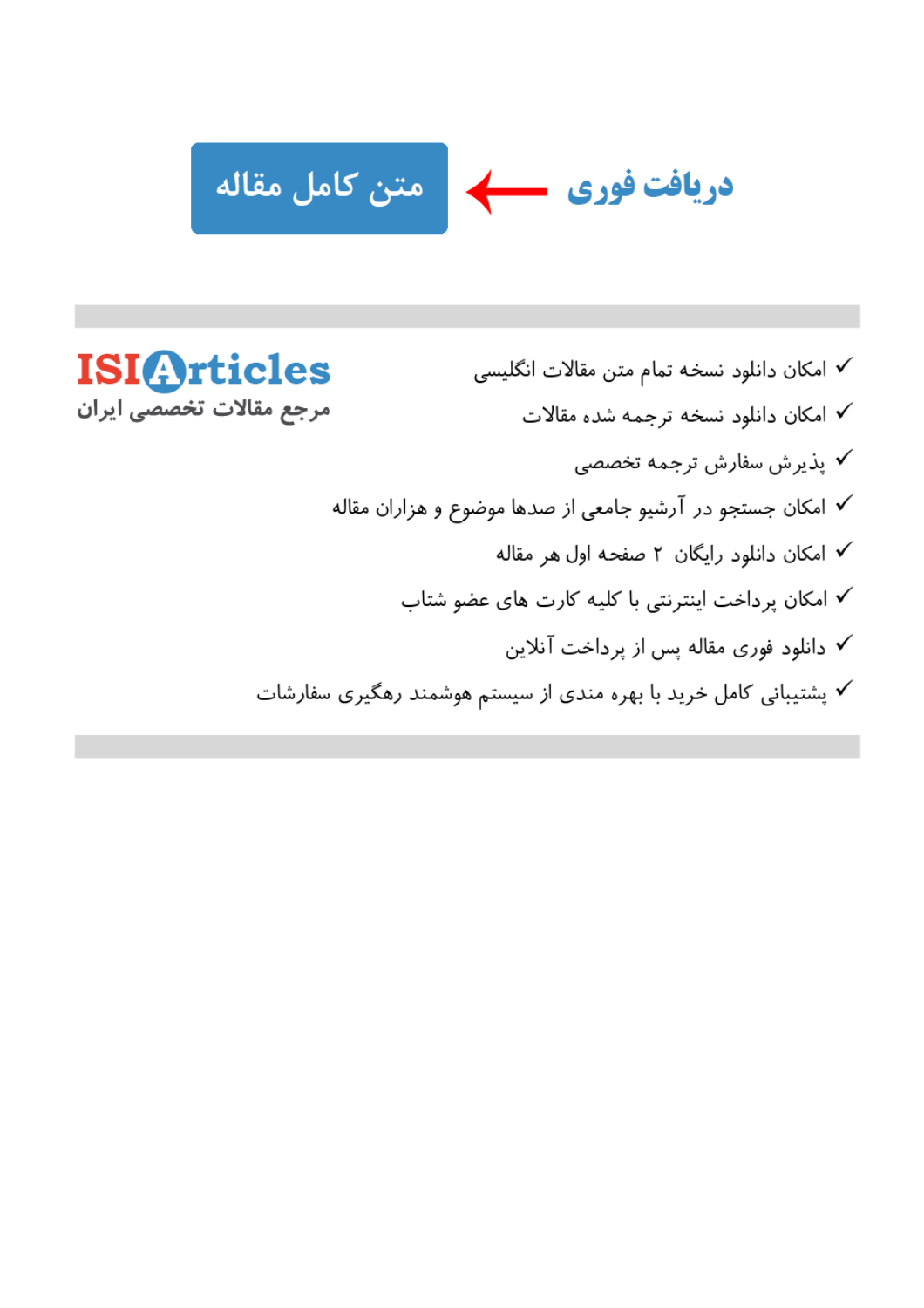دریافت فوری ← متن کامل مقاله

**ISIArticles**
مرجع مقالات تخصصی ایران

- ✓ امکان دانلود نسخه تمام متن مقالات انگلیسی
- ✓ امکان دانلود نسخه ترجمه شده مقالات
- ✓ پذیرش سفارش ترجمه تخصصی
- ✓ امکان جستجو در آرشیو جامعی از صدها موضوع و هزاران مقاله
- ✓ امکان دانلود رایگان ۲ صفحه اول هر مقاله
- ✓ امکان پرداخت اینترنتی با کلیه کارت های عضو شتاب
- ✓ دانلود فوری مقاله پس از پرداخت آنلاین
- ✓ پشتیبانی کامل خرید با بهره مندی از سیستم هوشمند رهگیری سفارشات